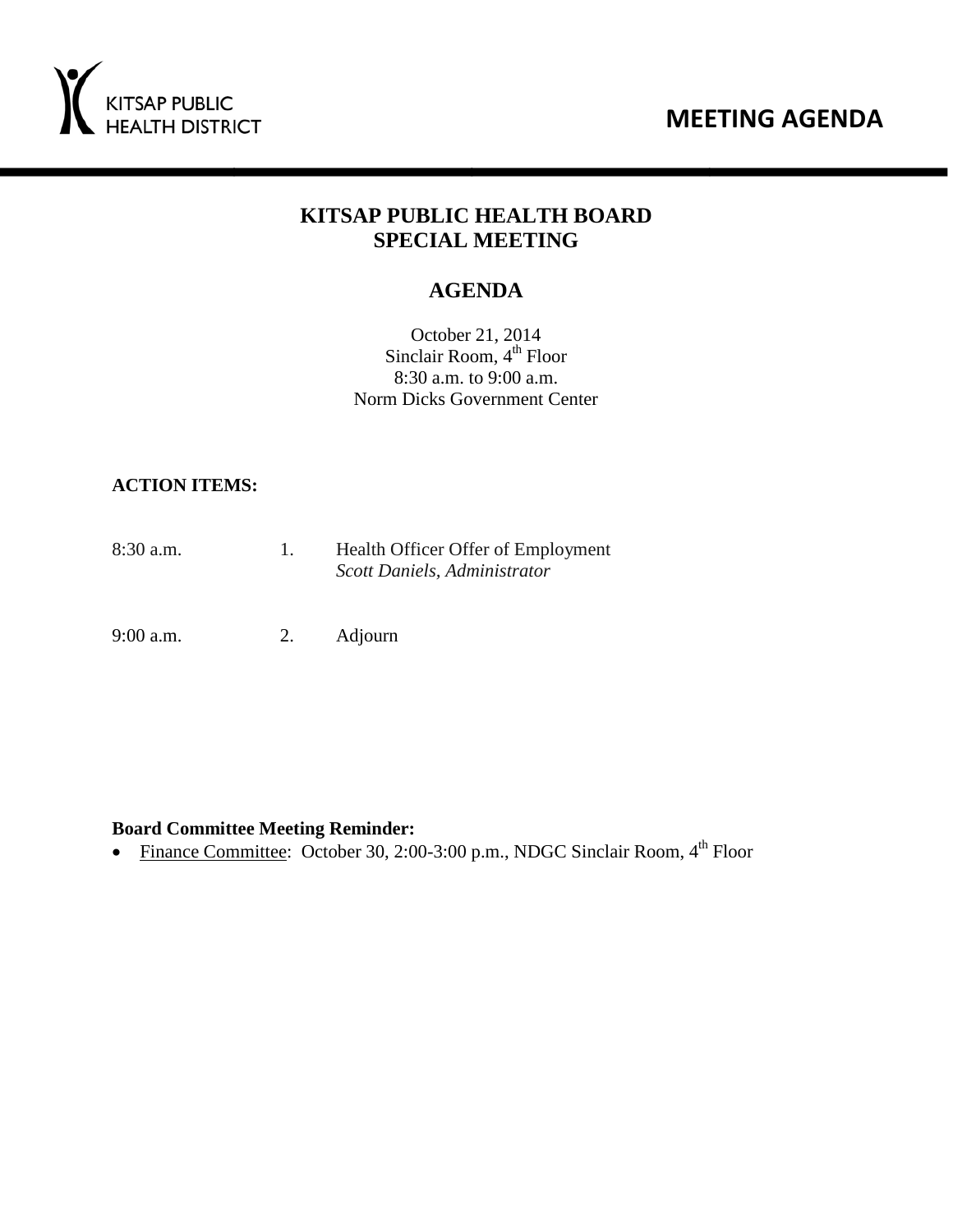KITSAP PUBLIC HEALTH DISTRICT

# MEETING AGENDA

## KITSAP PUBLIC HEALTH BOARD SPECIAL MEETING

## AGENDA

October 21, 2014
Sinclair Room, 4th Floor
8:30 a.m. to 9:00 a.m.
Norm Dicks Government Center

**ACTION ITEMS:**

| | | |
|---|---|---|
| 8:30 a.m. | 1. | Health Officer Offer of Employment<br>*Scott Daniels, Administrator* |
| 9:00 a.m. | 2. | Adjourn |

**Board Committee Meeting Reminder:**

- Finance Committee: October 30, 2:00-3:00 p.m., NDGC Sinclair Room, 4th Floor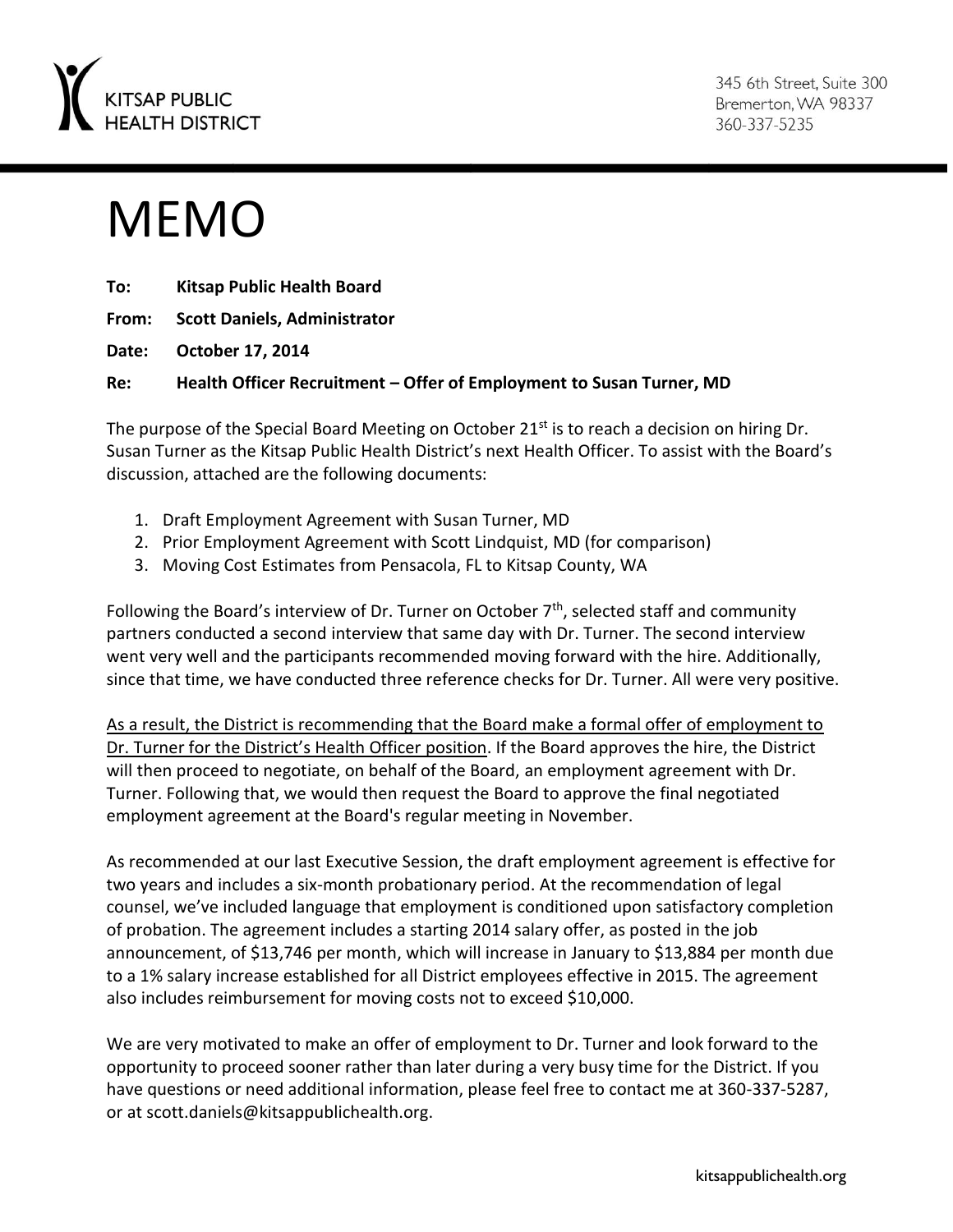KITSAP PUBLIC HEALTH DISTRICT

345 6th Street, Suite 300
Bremerton, WA 98337
360-337-5235

# MEMO

**To:** **Kitsap Public Health Board**

**From:** **Scott Daniels, Administrator**

**Date:** **October 17, 2014**

**Re:** **Health Officer Recruitment – Offer of Employment to Susan Turner, MD**

The purpose of the Special Board Meeting on October 21st is to reach a decision on hiring Dr. Susan Turner as the Kitsap Public Health District's next Health Officer. To assist with the Board's discussion, attached are the following documents:

1. Draft Employment Agreement with Susan Turner, MD
2. Prior Employment Agreement with Scott Lindquist, MD (for comparison)
3. Moving Cost Estimates from Pensacola, FL to Kitsap County, WA

Following the Board's interview of Dr. Turner on October 7th, selected staff and community partners conducted a second interview that same day with Dr. Turner. The second interview went very well and the participants recommended moving forward with the hire. Additionally, since that time, we have conducted three reference checks for Dr. Turner. All were very positive.

<u>As a result, the District is recommending that the Board make a formal offer of employment to Dr. Turner for the District's Health Officer position</u>. If the Board approves the hire, the District will then proceed to negotiate, on behalf of the Board, an employment agreement with Dr. Turner. Following that, we would then request the Board to approve the final negotiated employment agreement at the Board's regular meeting in November.

As recommended at our last Executive Session, the draft employment agreement is effective for two years and includes a six-month probationary period. At the recommendation of legal counsel, we've included language that employment is conditioned upon satisfactory completion of probation. The agreement includes a starting 2014 salary offer, as posted in the job announcement, of $13,746 per month, which will increase in January to $13,884 per month due to a 1% salary increase established for all District employees effective in 2015. The agreement also includes reimbursement for moving costs not to exceed $10,000.

We are very motivated to make an offer of employment to Dr. Turner and look forward to the opportunity to proceed sooner rather than later during a very busy time for the District. If you have questions or need additional information, please feel free to contact me at 360-337-5287, or at scott.daniels@kitsappublichealth.org.

kitsappublichealth.org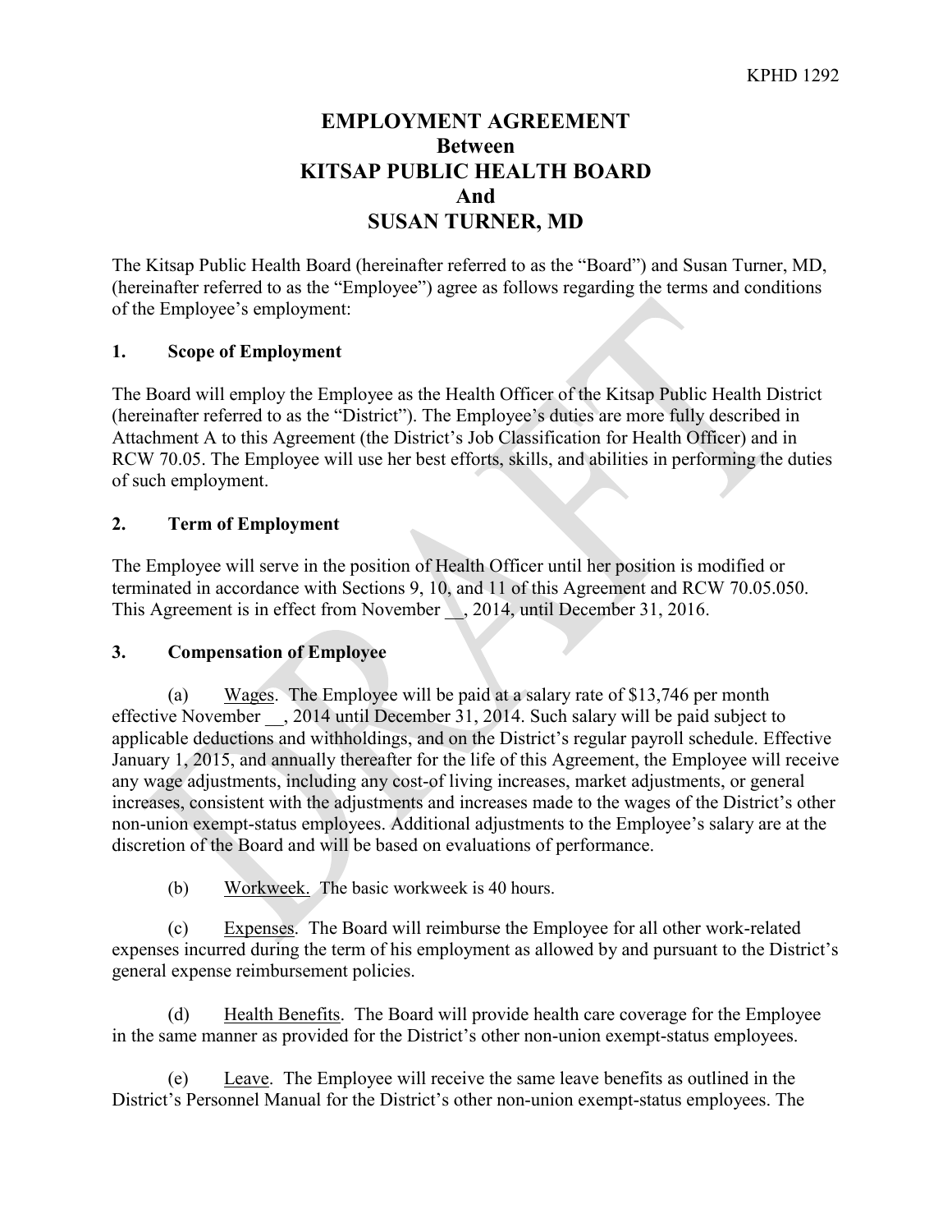KPHD 1292

# EMPLOYMENT AGREEMENT
# Between
# KITSAP PUBLIC HEALTH BOARD
# And
# SUSAN TURNER, MD

The Kitsap Public Health Board (hereinafter referred to as the "Board") and Susan Turner, MD, (hereinafter referred to as the "Employee") agree as follows regarding the terms and conditions of the Employee's employment:

## 1. Scope of Employment

The Board will employ the Employee as the Health Officer of the Kitsap Public Health District (hereinafter referred to as the "District"). The Employee's duties are more fully described in Attachment A to this Agreement (the District's Job Classification for Health Officer) and in RCW 70.05. The Employee will use her best efforts, skills, and abilities in performing the duties of such employment.

## 2. Term of Employment

The Employee will serve in the position of Health Officer until her position is modified or terminated in accordance with Sections 9, 10, and 11 of this Agreement and RCW 70.05.050. This Agreement is in effect from November __, 2014, until December 31, 2016.

## 3. Compensation of Employee

(a) Wages. The Employee will be paid at a salary rate of $13,746 per month effective November __, 2014 until December 31, 2014. Such salary will be paid subject to applicable deductions and withholdings, and on the District's regular payroll schedule. Effective January 1, 2015, and annually thereafter for the life of this Agreement, the Employee will receive any wage adjustments, including any cost-of living increases, market adjustments, or general increases, consistent with the adjustments and increases made to the wages of the District's other non-union exempt-status employees. Additional adjustments to the Employee's salary are at the discretion of the Board and will be based on evaluations of performance.

(b) Workweek. The basic workweek is 40 hours.

(c) Expenses. The Board will reimburse the Employee for all other work-related expenses incurred during the term of his employment as allowed by and pursuant to the District's general expense reimbursement policies.

(d) Health Benefits. The Board will provide health care coverage for the Employee in the same manner as provided for the District's other non-union exempt-status employees.

(e) Leave. The Employee will receive the same leave benefits as outlined in the District's Personnel Manual for the District's other non-union exempt-status employees. The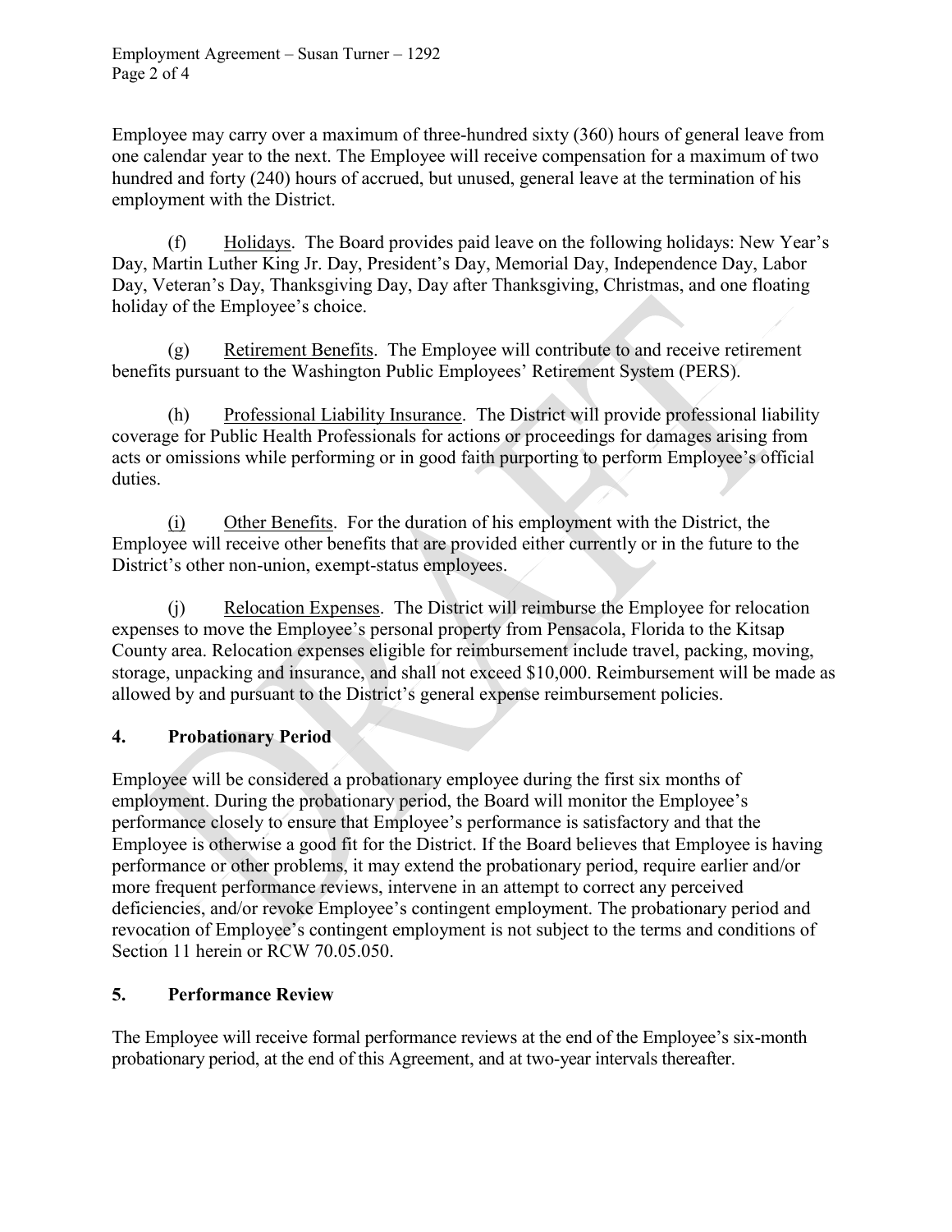Employee may carry over a maximum of three-hundred sixty (360) hours of general leave from one calendar year to the next. The Employee will receive compensation for a maximum of two hundred and forty (240) hours of accrued, but unused, general leave at the termination of his employment with the District.

(f) Holidays. The Board provides paid leave on the following holidays: New Year's Day, Martin Luther King Jr. Day, President's Day, Memorial Day, Independence Day, Labor Day, Veteran's Day, Thanksgiving Day, Day after Thanksgiving, Christmas, and one floating holiday of the Employee's choice.

(g) Retirement Benefits. The Employee will contribute to and receive retirement benefits pursuant to the Washington Public Employees' Retirement System (PERS).

(h) Professional Liability Insurance. The District will provide professional liability coverage for Public Health Professionals for actions or proceedings for damages arising from acts or omissions while performing or in good faith purporting to perform Employee's official duties.

(i) Other Benefits. For the duration of his employment with the District, the Employee will receive other benefits that are provided either currently or in the future to the District's other non-union, exempt-status employees.

(j) Relocation Expenses. The District will reimburse the Employee for relocation expenses to move the Employee's personal property from Pensacola, Florida to the Kitsap County area. Relocation expenses eligible for reimbursement include travel, packing, moving, storage, unpacking and insurance, and shall not exceed $10,000. Reimbursement will be made as allowed by and pursuant to the District's general expense reimbursement policies.

## 4. Probationary Period

Employee will be considered a probationary employee during the first six months of employment. During the probationary period, the Board will monitor the Employee's performance closely to ensure that Employee's performance is satisfactory and that the Employee is otherwise a good fit for the District. If the Board believes that Employee is having performance or other problems, it may extend the probationary period, require earlier and/or more frequent performance reviews, intervene in an attempt to correct any perceived deficiencies, and/or revoke Employee's contingent employment. The probationary period and revocation of Employee's contingent employment is not subject to the terms and conditions of Section 11 herein or RCW 70.05.050.

## 5. Performance Review

The Employee will receive formal performance reviews at the end of the Employee's six-month probationary period, at the end of this Agreement, and at two-year intervals thereafter.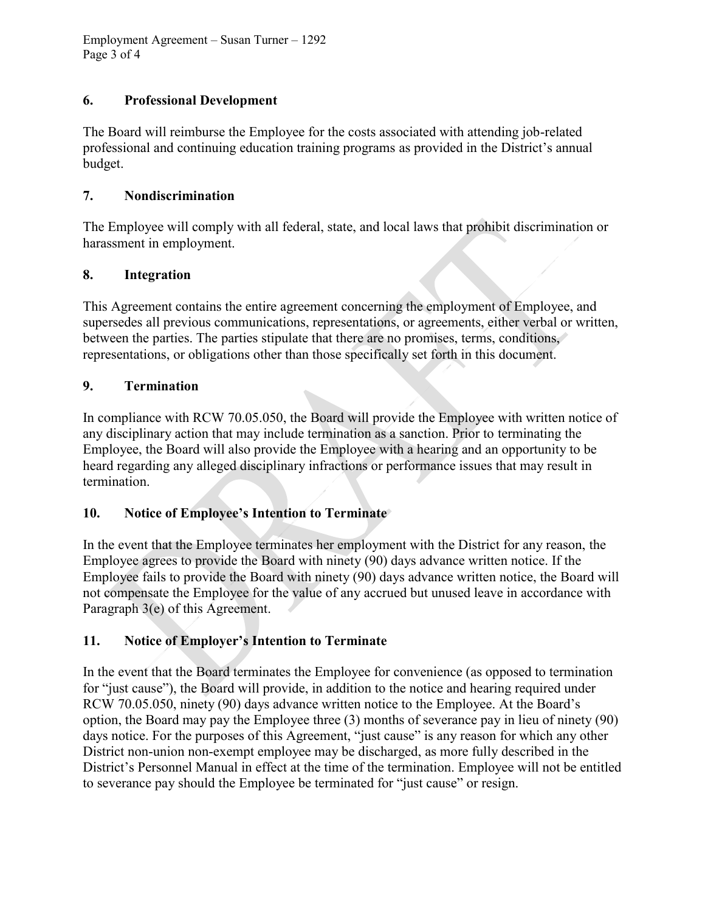## 6. Professional Development

The Board will reimburse the Employee for the costs associated with attending job-related professional and continuing education training programs as provided in the District's annual budget.

## 7. Nondiscrimination

The Employee will comply with all federal, state, and local laws that prohibit discrimination or harassment in employment.

## 8. Integration

This Agreement contains the entire agreement concerning the employment of Employee, and supersedes all previous communications, representations, or agreements, either verbal or written, between the parties. The parties stipulate that there are no promises, terms, conditions, representations, or obligations other than those specifically set forth in this document.

## 9. Termination

In compliance with RCW 70.05.050, the Board will provide the Employee with written notice of any disciplinary action that may include termination as a sanction. Prior to terminating the Employee, the Board will also provide the Employee with a hearing and an opportunity to be heard regarding any alleged disciplinary infractions or performance issues that may result in termination.

## 10. Notice of Employee's Intention to Terminate

In the event that the Employee terminates her employment with the District for any reason, the Employee agrees to provide the Board with ninety (90) days advance written notice. If the Employee fails to provide the Board with ninety (90) days advance written notice, the Board will not compensate the Employee for the value of any accrued but unused leave in accordance with Paragraph 3(e) of this Agreement.

## 11. Notice of Employer's Intention to Terminate

In the event that the Board terminates the Employee for convenience (as opposed to termination for "just cause"), the Board will provide, in addition to the notice and hearing required under RCW 70.05.050, ninety (90) days advance written notice to the Employee. At the Board's option, the Board may pay the Employee three (3) months of severance pay in lieu of ninety (90) days notice. For the purposes of this Agreement, "just cause" is any reason for which any other District non-union non-exempt employee may be discharged, as more fully described in the District's Personnel Manual in effect at the time of the termination. Employee will not be entitled to severance pay should the Employee be terminated for "just cause" or resign.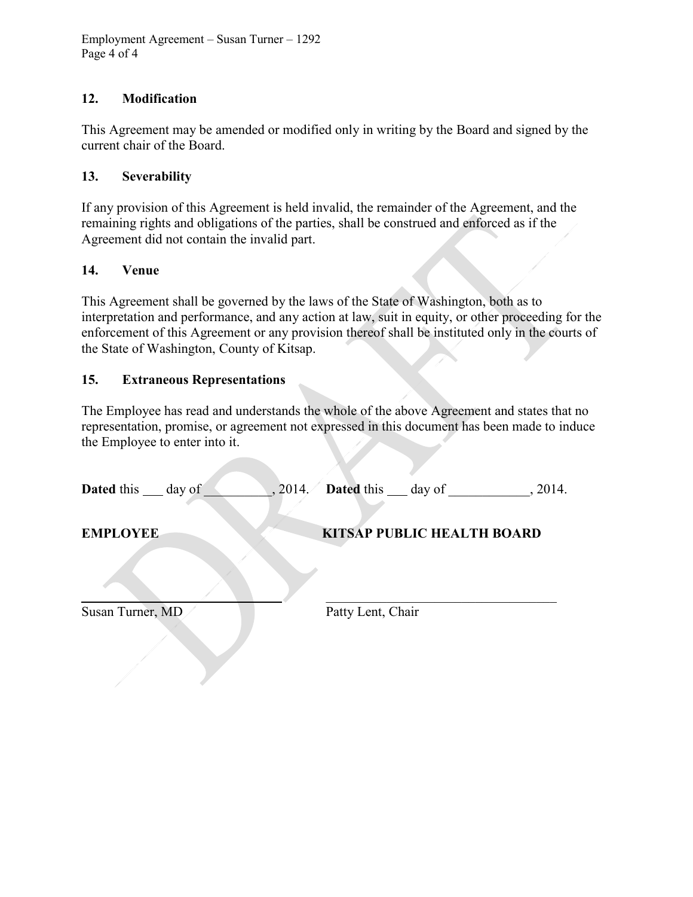## 12. Modification

This Agreement may be amended or modified only in writing by the Board and signed by the current chair of the Board.

## 13. Severability

If any provision of this Agreement is held invalid, the remainder of the Agreement, and the remaining rights and obligations of the parties, shall be construed and enforced as if the Agreement did not contain the invalid part.

## 14. Venue

This Agreement shall be governed by the laws of the State of Washington, both as to interpretation and performance, and any action at law, suit in equity, or other proceeding for the enforcement of this Agreement or any provision thereof shall be instituted only in the courts of the State of Washington, County of Kitsap.

## 15. Extraneous Representations

The Employee has read and understands the whole of the above Agreement and states that no representation, promise, or agreement not expressed in this document has been made to induce the Employee to enter into it.

**Dated** this ___ day of __________, 2014.

**EMPLOYEE**

_______________________________

Susan Turner, MD

**Dated** this ___ day of ____________, 2014.

**KITSAP PUBLIC HEALTH BOARD**

_______________________________

Patty Lent, Chair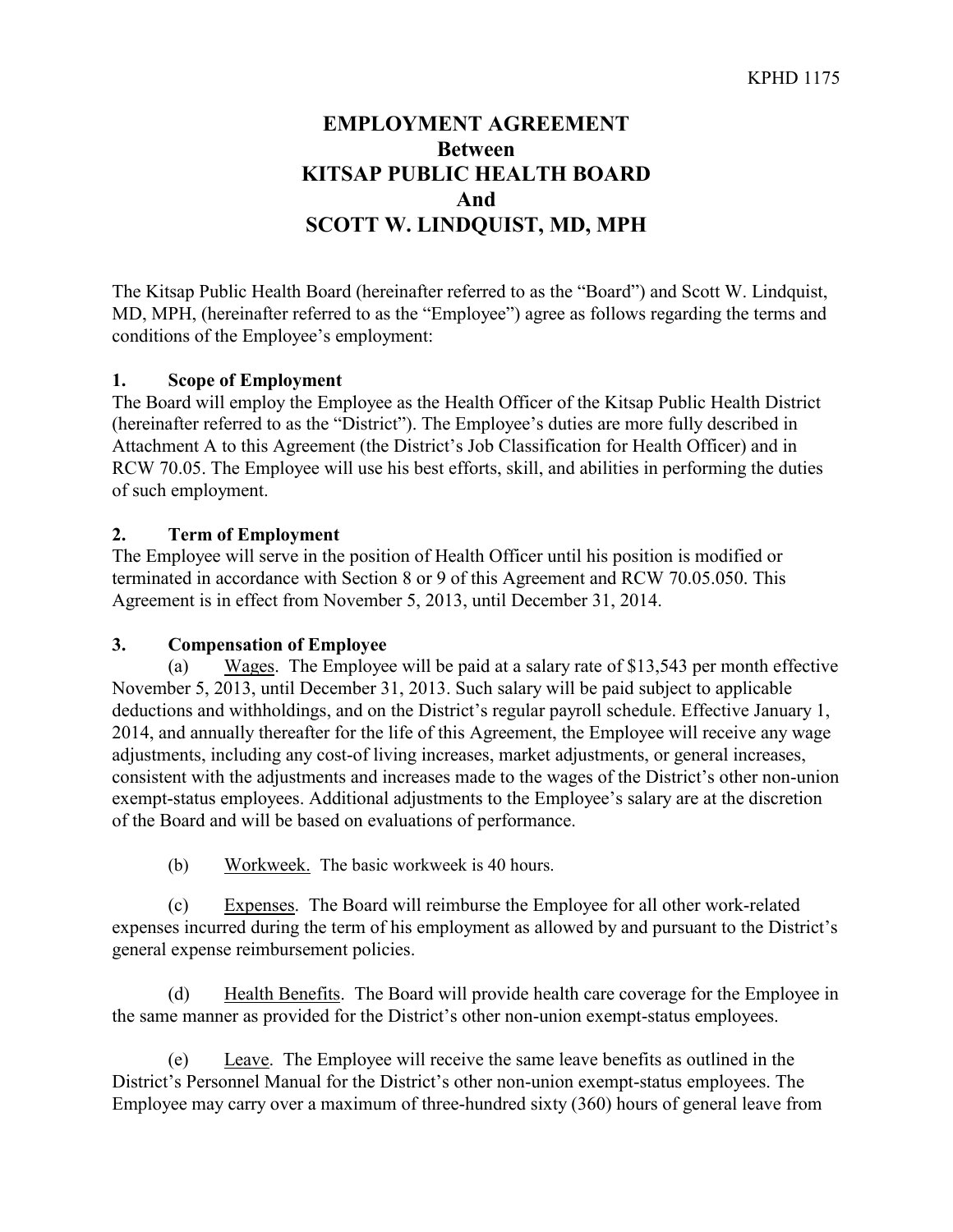KPHD 1175

# EMPLOYMENT AGREEMENT
# Between
# KITSAP PUBLIC HEALTH BOARD
# And
# SCOTT W. LINDQUIST, MD, MPH

The Kitsap Public Health Board (hereinafter referred to as the "Board") and Scott W. Lindquist, MD, MPH, (hereinafter referred to as the "Employee") agree as follows regarding the terms and conditions of the Employee's employment:

## 1. Scope of Employment

The Board will employ the Employee as the Health Officer of the Kitsap Public Health District (hereinafter referred to as the "District"). The Employee's duties are more fully described in Attachment A to this Agreement (the District's Job Classification for Health Officer) and in RCW 70.05. The Employee will use his best efforts, skill, and abilities in performing the duties of such employment.

## 2. Term of Employment

The Employee will serve in the position of Health Officer until his position is modified or terminated in accordance with Section 8 or 9 of this Agreement and RCW 70.05.050. This Agreement is in effect from November 5, 2013, until December 31, 2014.

## 3. Compensation of Employee

(a) Wages. The Employee will be paid at a salary rate of $13,543 per month effective November 5, 2013, until December 31, 2013. Such salary will be paid subject to applicable deductions and withholdings, and on the District's regular payroll schedule. Effective January 1, 2014, and annually thereafter for the life of this Agreement, the Employee will receive any wage adjustments, including any cost-of living increases, market adjustments, or general increases, consistent with the adjustments and increases made to the wages of the District's other non-union exempt-status employees. Additional adjustments to the Employee's salary are at the discretion of the Board and will be based on evaluations of performance.

(b) Workweek. The basic workweek is 40 hours.

(c) Expenses. The Board will reimburse the Employee for all other work-related expenses incurred during the term of his employment as allowed by and pursuant to the District's general expense reimbursement policies.

(d) Health Benefits. The Board will provide health care coverage for the Employee in the same manner as provided for the District's other non-union exempt-status employees.

(e) Leave. The Employee will receive the same leave benefits as outlined in the District's Personnel Manual for the District's other non-union exempt-status employees. The Employee may carry over a maximum of three-hundred sixty (360) hours of general leave from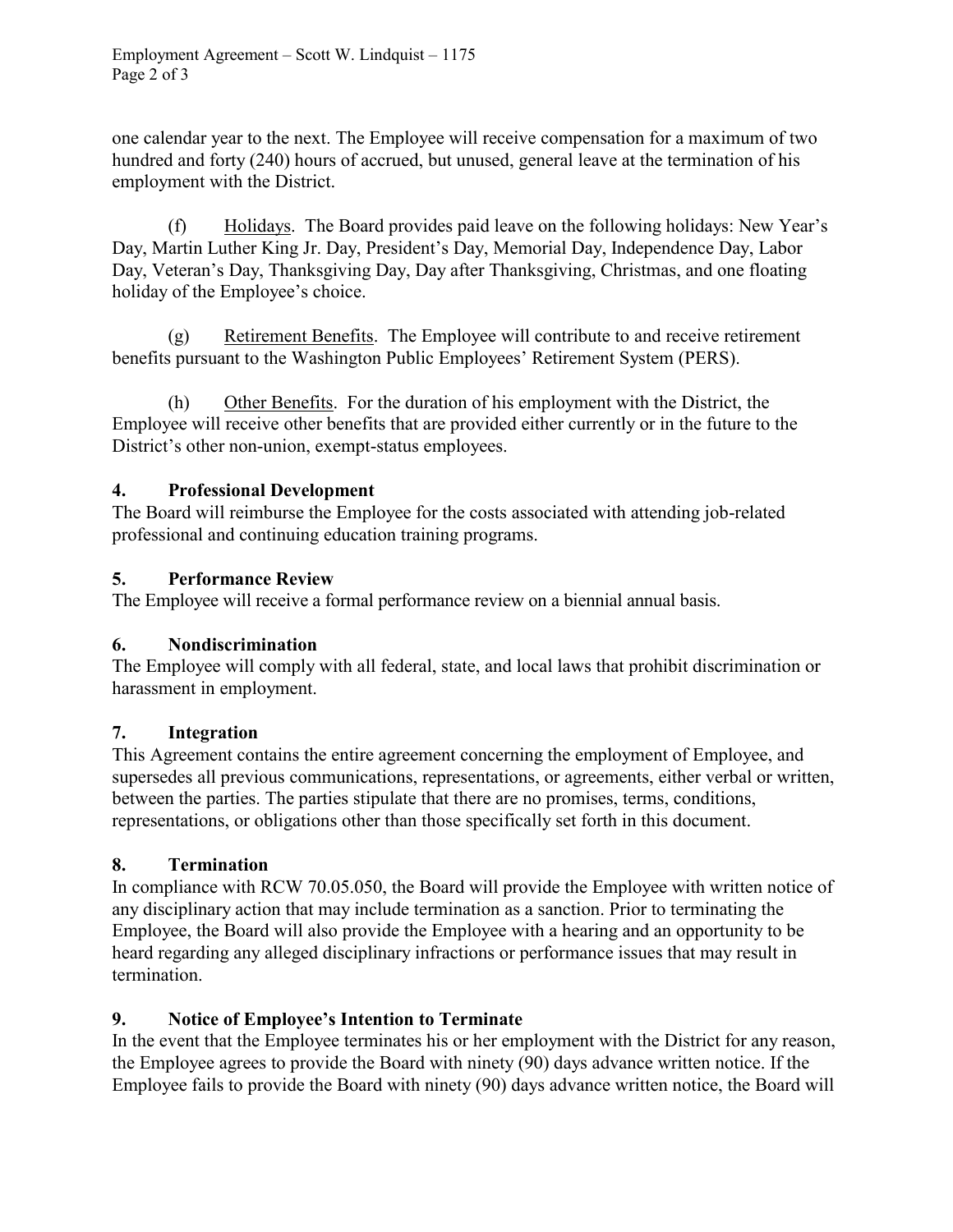one calendar year to the next. The Employee will receive compensation for a maximum of two hundred and forty (240) hours of accrued, but unused, general leave at the termination of his employment with the District.

(f) Holidays. The Board provides paid leave on the following holidays: New Year's Day, Martin Luther King Jr. Day, President's Day, Memorial Day, Independence Day, Labor Day, Veteran's Day, Thanksgiving Day, Day after Thanksgiving, Christmas, and one floating holiday of the Employee's choice.

(g) Retirement Benefits. The Employee will contribute to and receive retirement benefits pursuant to the Washington Public Employees' Retirement System (PERS).

(h) Other Benefits. For the duration of his employment with the District, the Employee will receive other benefits that are provided either currently or in the future to the District's other non-union, exempt-status employees.

## 4. Professional Development

The Board will reimburse the Employee for the costs associated with attending job-related professional and continuing education training programs.

## 5. Performance Review

The Employee will receive a formal performance review on a biennial annual basis.

## 6. Nondiscrimination

The Employee will comply with all federal, state, and local laws that prohibit discrimination or harassment in employment.

## 7. Integration

This Agreement contains the entire agreement concerning the employment of Employee, and supersedes all previous communications, representations, or agreements, either verbal or written, between the parties. The parties stipulate that there are no promises, terms, conditions, representations, or obligations other than those specifically set forth in this document.

## 8. Termination

In compliance with RCW 70.05.050, the Board will provide the Employee with written notice of any disciplinary action that may include termination as a sanction. Prior to terminating the Employee, the Board will also provide the Employee with a hearing and an opportunity to be heard regarding any alleged disciplinary infractions or performance issues that may result in termination.

## 9. Notice of Employee's Intention to Terminate

In the event that the Employee terminates his or her employment with the District for any reason, the Employee agrees to provide the Board with ninety (90) days advance written notice. If the Employee fails to provide the Board with ninety (90) days advance written notice, the Board will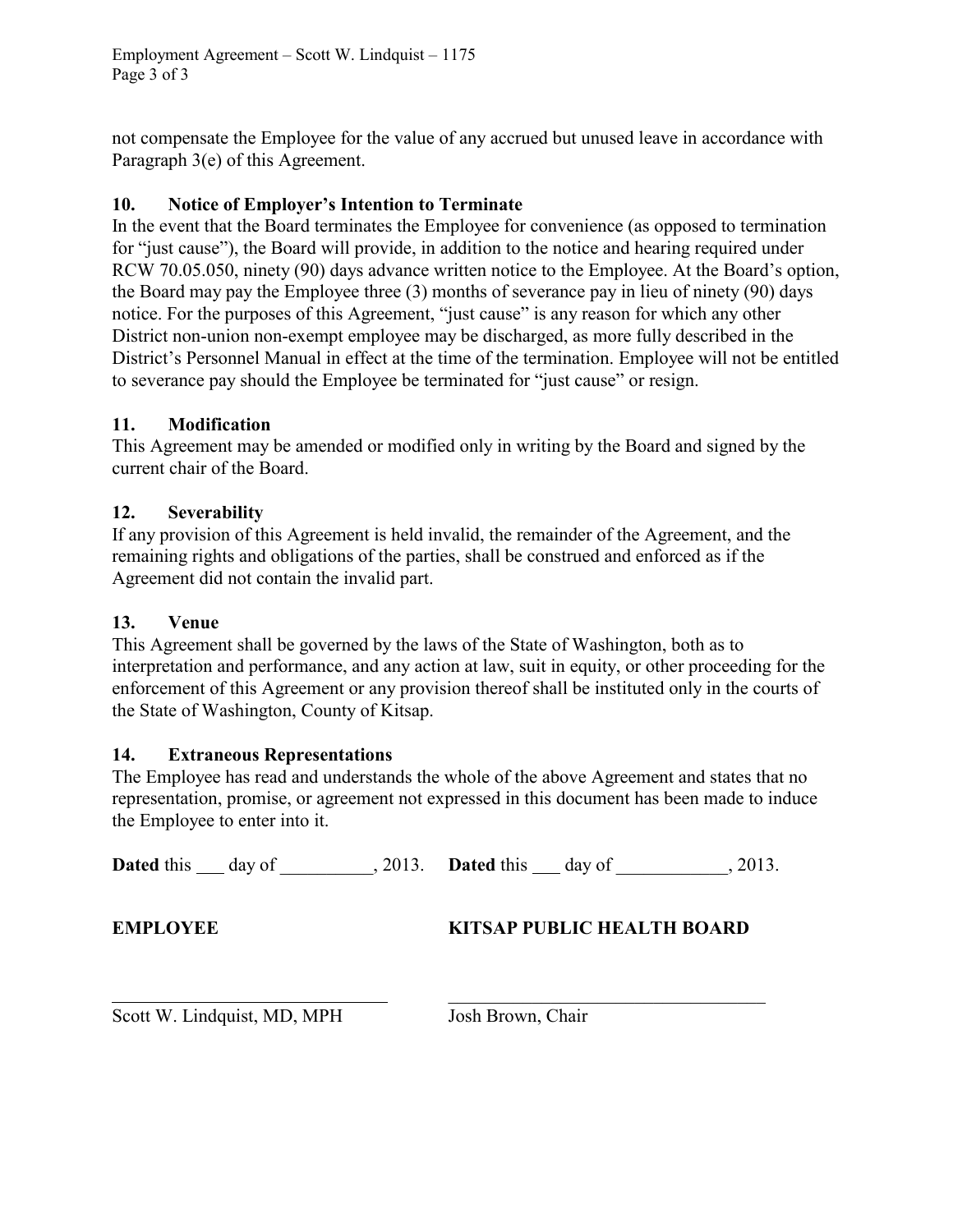not compensate the Employee for the value of any accrued but unused leave in accordance with Paragraph 3(e) of this Agreement.

**10. Notice of Employer's Intention to Terminate**

In the event that the Board terminates the Employee for convenience (as opposed to termination for "just cause"), the Board will provide, in addition to the notice and hearing required under RCW 70.05.050, ninety (90) days advance written notice to the Employee. At the Board's option, the Board may pay the Employee three (3) months of severance pay in lieu of ninety (90) days notice. For the purposes of this Agreement, "just cause" is any reason for which any other District non-union non-exempt employee may be discharged, as more fully described in the District's Personnel Manual in effect at the time of the termination. Employee will not be entitled to severance pay should the Employee be terminated for "just cause" or resign.

**11. Modification**

This Agreement may be amended or modified only in writing by the Board and signed by the current chair of the Board.

**12. Severability**

If any provision of this Agreement is held invalid, the remainder of the Agreement, and the remaining rights and obligations of the parties, shall be construed and enforced as if the Agreement did not contain the invalid part.

**13. Venue**

This Agreement shall be governed by the laws of the State of Washington, both as to interpretation and performance, and any action at law, suit in equity, or other proceeding for the enforcement of this Agreement or any provision thereof shall be instituted only in the courts of the State of Washington, County of Kitsap.

**14. Extraneous Representations**

The Employee has read and understands the whole of the above Agreement and states that no representation, promise, or agreement not expressed in this document has been made to induce the Employee to enter into it.

**Dated** this ___ day of __________, 2013. **Dated** this ___ day of ____________, 2013.

**EMPLOYEE**

______________________________

Scott W. Lindquist, MD, MPH

**KITSAP PUBLIC HEALTH BOARD**

______________________________

Josh Brown, Chair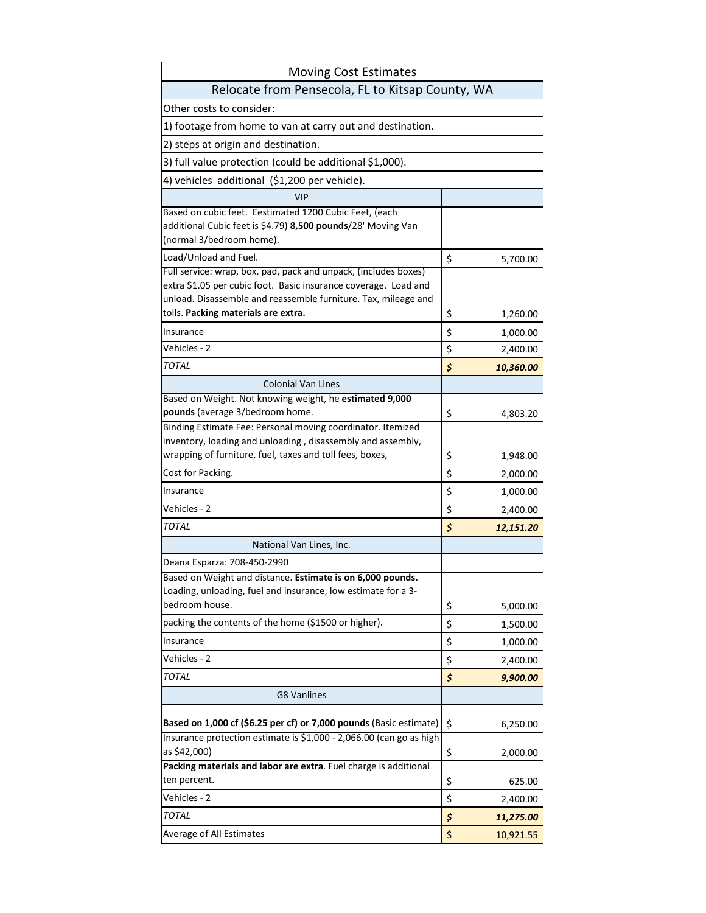| Moving Cost Estimates | |
|---|---|
| Relocate from Pensecola, FL to Kitsap County, WA | |
| Other costs to consider: | |
| 1) footage from home to van at carry out and destination. | |
| 2) steps at origin and destination. | |
| 3) full value protection (could be additional $1,000). | |
| 4) vehicles additional ($1,200 per vehicle). | |
| VIP | |
| Based on cubic feet. Eestimated 1200 Cubic Feet, (each additional Cubic feet is $4.79) **8,500 pounds**/28' Moving Van (normal 3/bedroom home). | |
| Load/Unload and Fuel. | $ 5,700.00 |
| Full service: wrap, box, pad, pack and unpack, (includes boxes) extra $1.05 per cubic foot. Basic insurance coverage. Load and unload. Disassemble and reassemble furniture. Tax, mileage and tolls. **Packing materials are extra.** | $ 1,260.00 |
| Insurance | $ 1,000.00 |
| Vehicles - 2 | $ 2,400.00 |
| *TOTAL* | ***$ 10,360.00*** |
| Colonial Van Lines | |
| Based on Weight. Not knowing weight, he **estimated 9,000 pounds** (average 3/bedroom home. | $ 4,803.20 |
| Binding Estimate Fee: Personal moving coordinator. Itemized inventory, loading and unloading , disassembly and assembly, wrapping of furniture, fuel, taxes and toll fees, boxes, | $ 1,948.00 |
| Cost for Packing. | $ 2,000.00 |
| Insurance | $ 1,000.00 |
| Vehicles - 2 | $ 2,400.00 |
| *TOTAL* | ***$ 12,151.20*** |
| National Van Lines, Inc. | |
| Deana Esparza: 708-450-2990 | |
| Based on Weight and distance. **Estimate is on 6,000 pounds.** Loading, unloading, fuel and insurance, low estimate for a 3-bedroom house. | $ 5,000.00 |
| packing the contents of the home ($1500 or higher). | $ 1,500.00 |
| Insurance | $ 1,000.00 |
| Vehicles - 2 | $ 2,400.00 |
| *TOTAL* | ***$ 9,900.00*** |
| G8 Vanlines | |
| **Based on 1,000 cf ($6.25 per cf) or 7,000 pounds** (Basic estimate) | $ 6,250.00 |
| Insurance protection estimate is $1,000 - 2,066.00 (can go as high as $42,000) | $ 2,000.00 |
| **Packing materials and labor are extra**. Fuel charge is additional ten percent. | $ 625.00 |
| Vehicles - 2 | $ 2,400.00 |
| *TOTAL* | ***$ 11,275.00*** |
| Average of All Estimates | $ 10,921.55 |